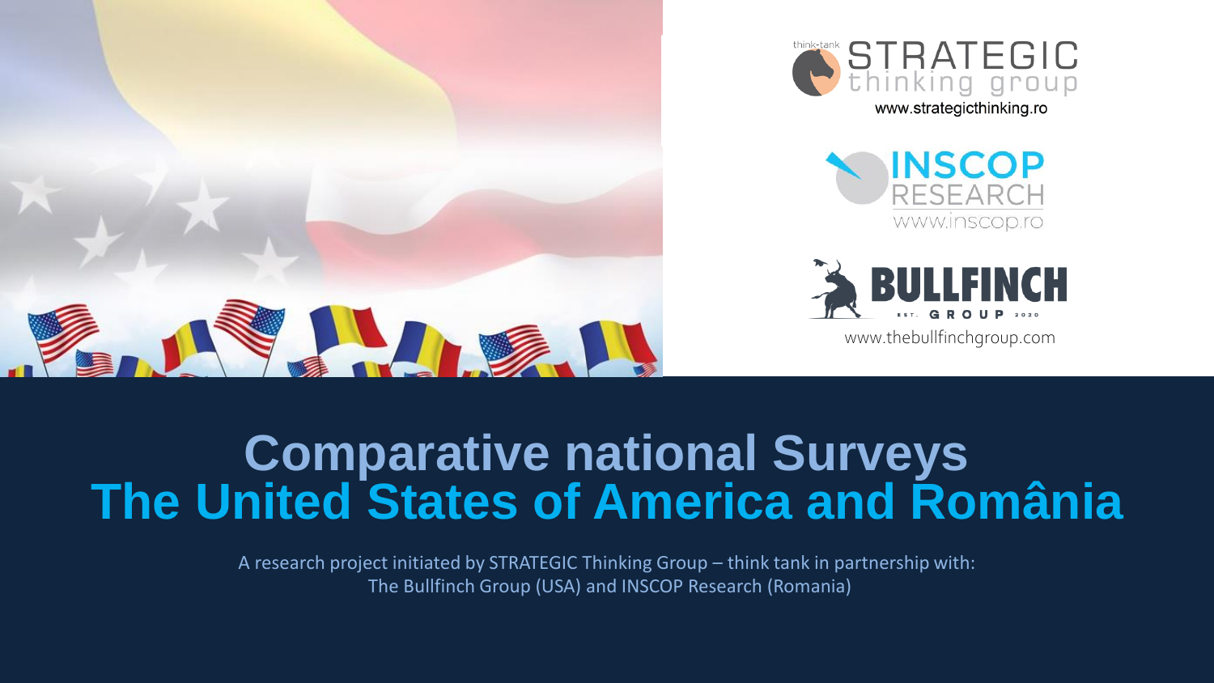think-tank STRATEGIC thinking group
www.strategicthinking.ro

INSCOP RESEARCH
www.inscop.ro

BULLFINCH GROUP EST. 2020
www.thebullfinchgroup.com

# Comparative national Surveys
# The United States of America and România

A research project initiated by STRATEGIC Thinking Group – think tank in partnership with:
The Bullfinch Group (USA) and INSCOP Research (Romania)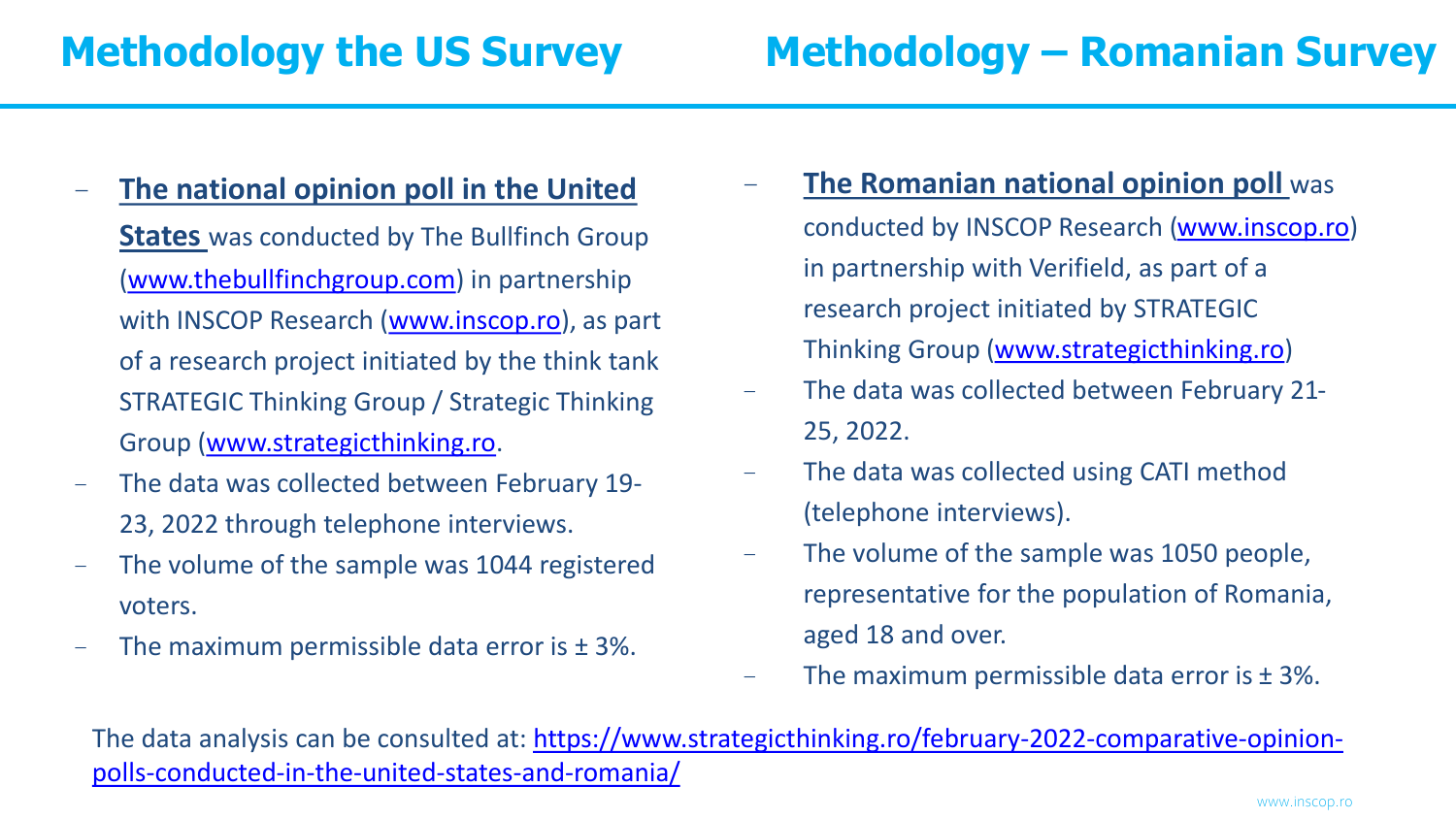## Methodology the US Survey

- **The national opinion poll in the United States** was conducted by The Bullfinch Group (www.thebullfinchgroup.com) in partnership with INSCOP Research (www.inscop.ro), as part of a research project initiated by the think tank STRATEGIC Thinking Group / Strategic Thinking Group (www.strategicthinking.ro.
- The data was collected between February 19-23, 2022 through telephone interviews.
- The volume of the sample was 1044 registered voters.
- The maximum permissible data error is ± 3%.

## Methodology – Romanian Survey

- **The Romanian national opinion poll** was conducted by INSCOP Research (www.inscop.ro) in partnership with Verifield, as part of a research project initiated by STRATEGIC Thinking Group (www.strategicthinking.ro)
- The data was collected between February 21-25, 2022.
- The data was collected using CATI method (telephone interviews).
- The volume of the sample was 1050 people, representative for the population of Romania, aged 18 and over.
- The maximum permissible data error is ± 3%.

The data analysis can be consulted at: https://www.strategicthinking.ro/february-2022-comparative-opinion-polls-conducted-in-the-united-states-and-romania/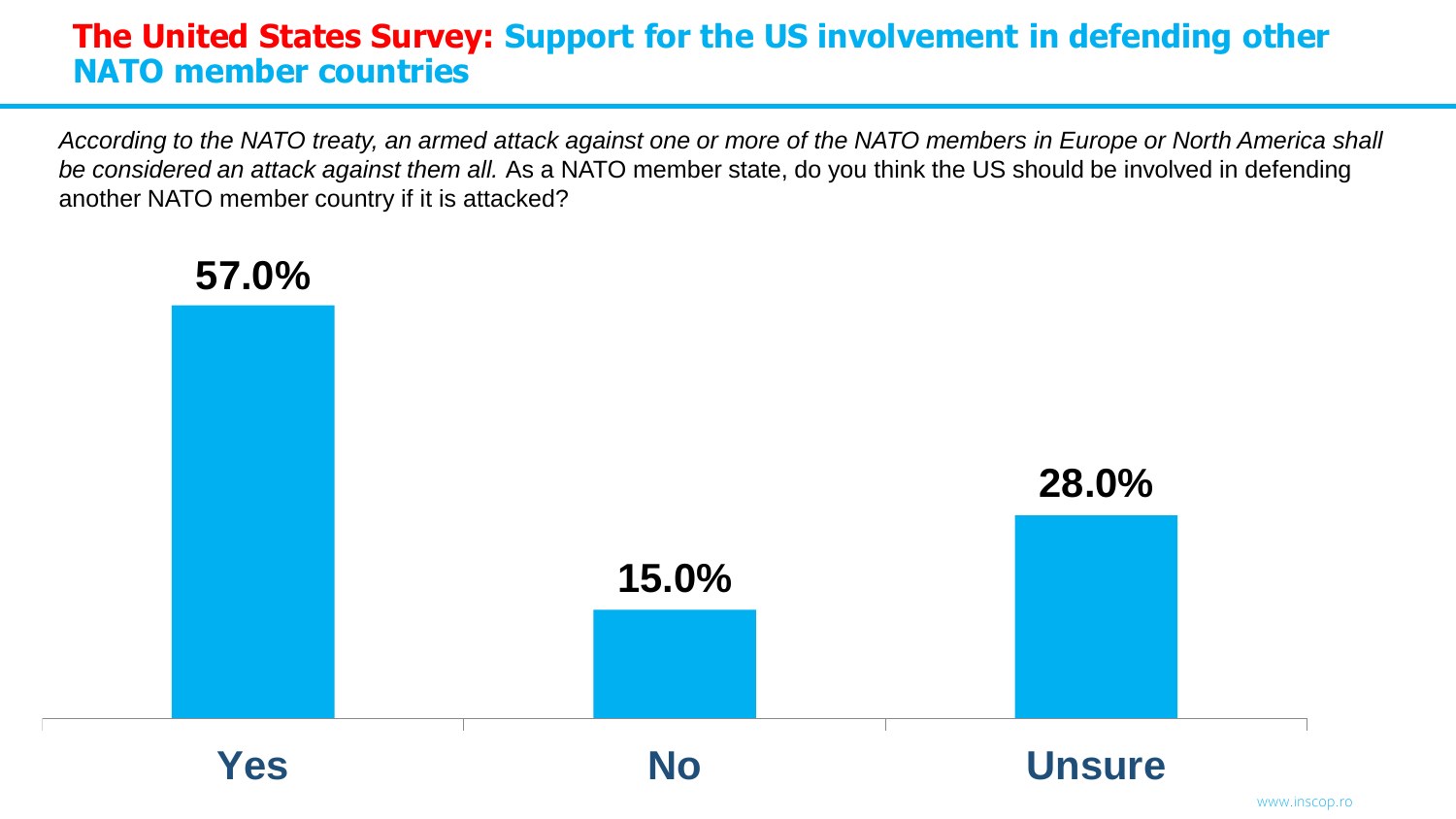# **The United States Survey:** Support for the US involvement in defending other NATO member countries

*According to the NATO treaty, an armed attack against one or more of the NATO members in Europe or North America shall be considered an attack against them all.* As a NATO member state, do you think the US should be involved in defending another NATO member country if it is attacked?

| Response | Percentage |
| --- | --- |
| Yes | 57.0% |
| No | 15.0% |
| Unsure | 28.0% |

www.inscop.ro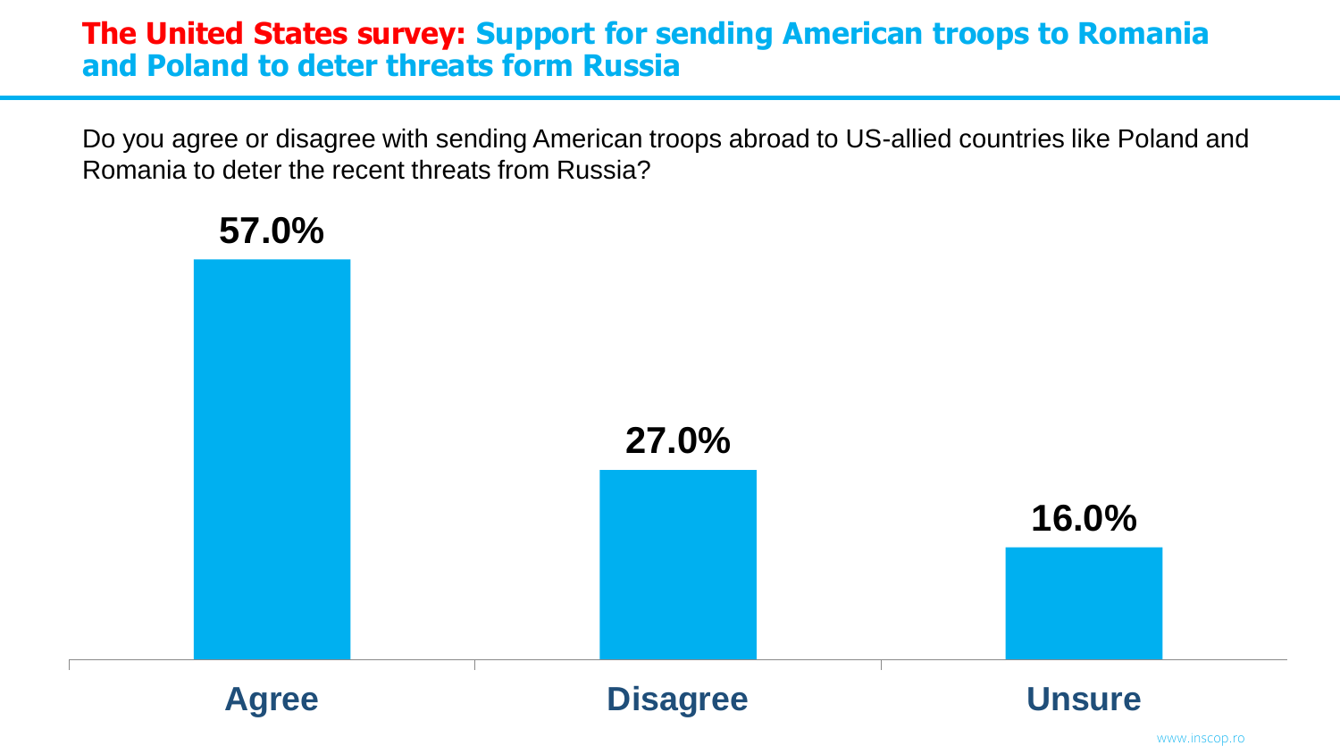# **The United States survey:** Support for sending American troops to Romania and Poland to deter threats form Russia

Do you agree or disagree with sending American troops abroad to US-allied countries like Poland and Romania to deter the recent threats from Russia?

| Response | Percentage |
|---|---|
| Agree | 57.0% |
| Disagree | 27.0% |
| Unsure | 16.0% |

www.inscop.ro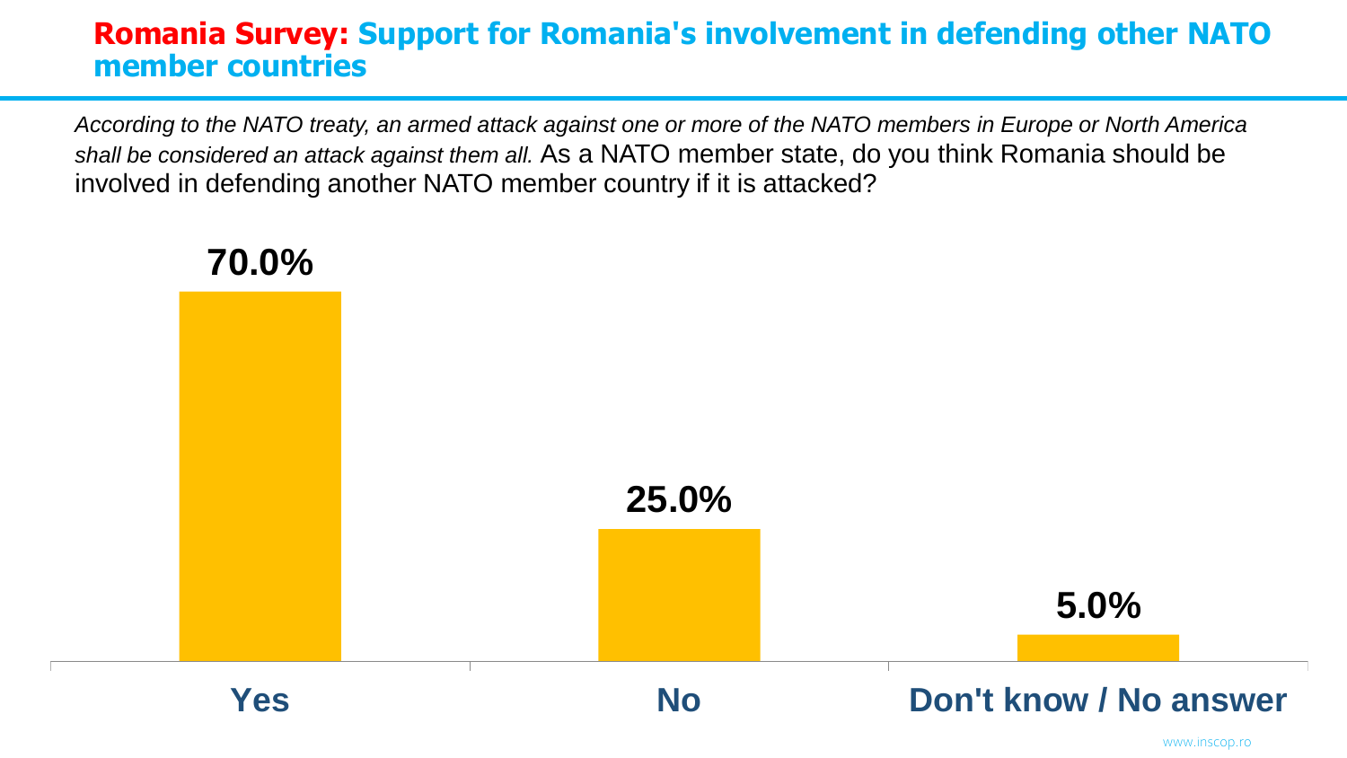# **Romania Survey:** Support for Romania's involvement in defending other NATO member countries

*According to the NATO treaty, an armed attack against one or more of the NATO members in Europe or North America shall be considered an attack against them all.* As a NATO member state, do you think Romania should be involved in defending another NATO member country if it is attacked?

| Response | Percentage |
|---|---|
| Yes | 70.0% |
| No | 25.0% |
| Don't know / No answer | 5.0% |

www.inscop.ro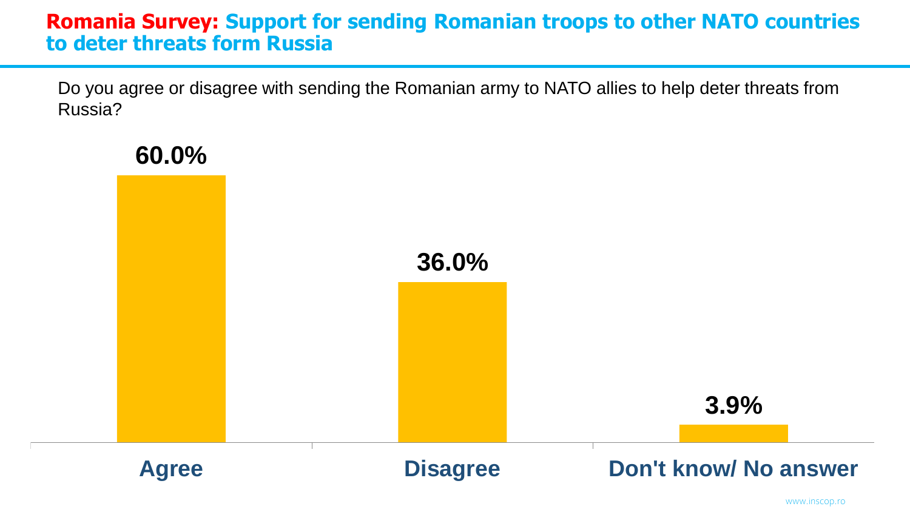# Romania Survey: Support for sending Romanian troops to other NATO countries to deter threats form Russia

Do you agree or disagree with sending the Romanian army to NATO allies to help deter threats from Russia?

| Response | Percentage |
| --- | --- |
| Agree | 60.0% |
| Disagree | 36.0% |
| Don't know/ No answer | 3.9% |

www.inscop.ro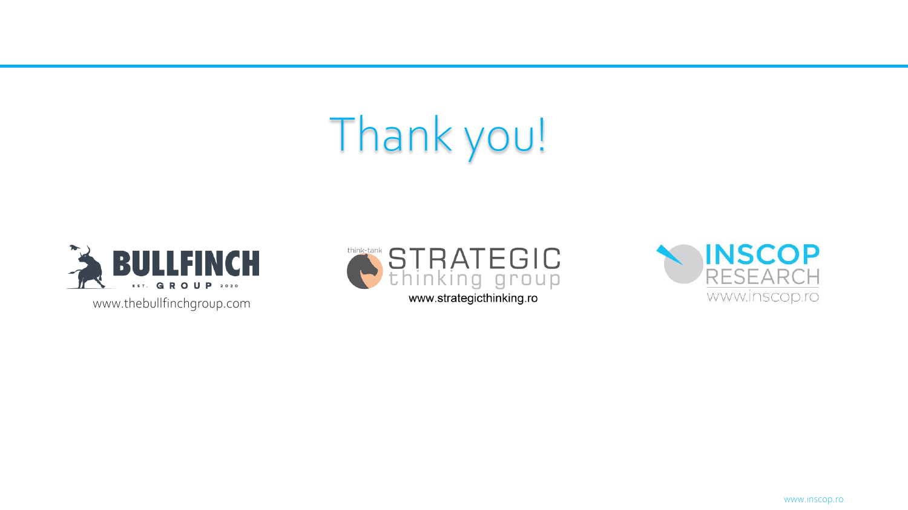# Thank you!

BULLFINCH GROUP EST. 2020

www.thebullfinchgroup.com

think-tank STRATEGIC thinking group

www.strategicthinking.ro

INSCOP RESEARCH

www.inscop.ro